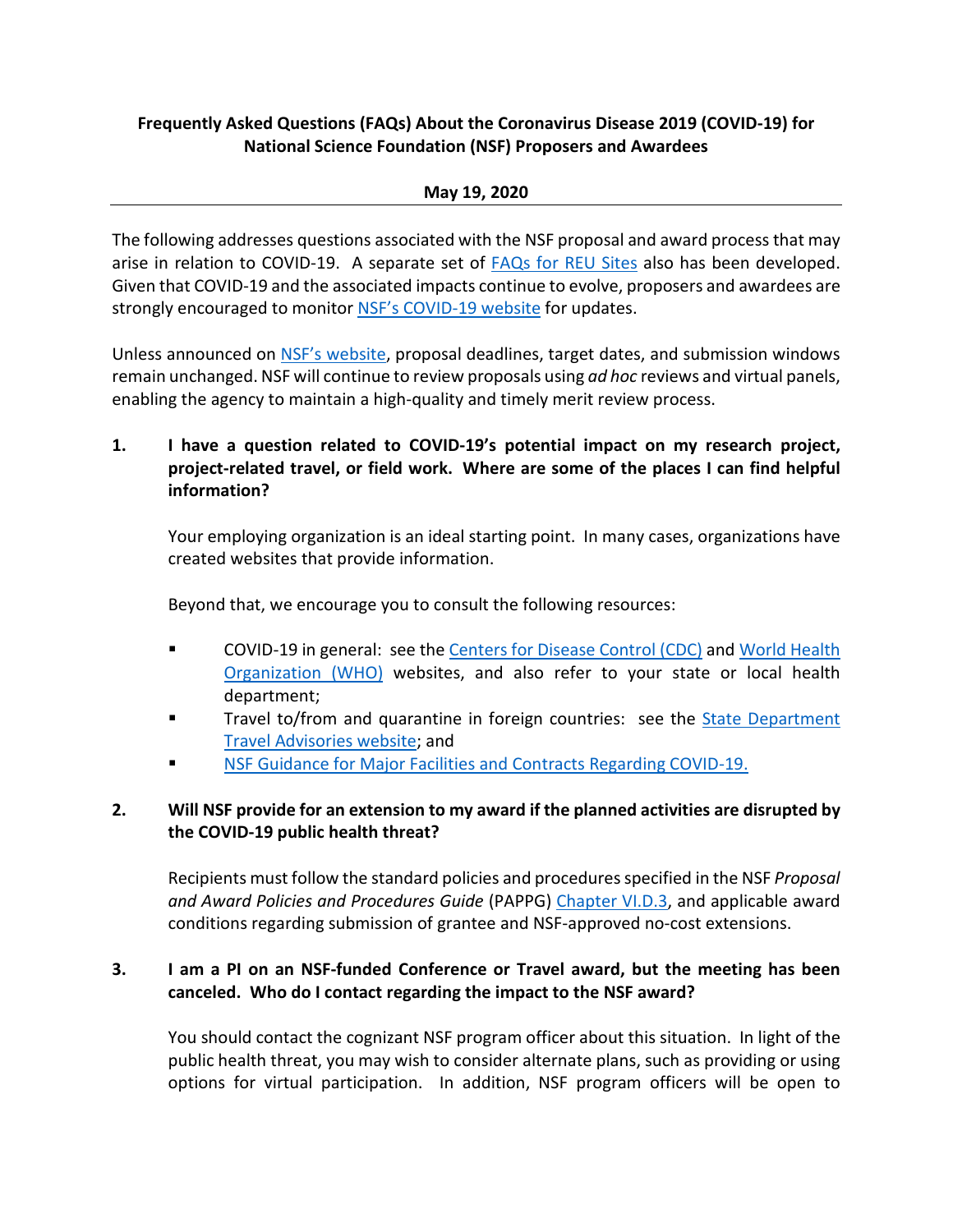**Frequently Asked Questions (FAQs) About the Coronavirus Disease 2019 (COVID-19) for National Science Foundation (NSF) Proposers and Awardees**

**May 19, 2020**

---

The following addresses questions associated with the NSF proposal and award process that may arise in relation to COVID-19. A separate set of FAQs for REU Sites also has been developed. Given that COVID-19 and the associated impacts continue to evolve, proposers and awardees are strongly encouraged to monitor NSF's COVID-19 website for updates.

Unless announced on NSF's website, proposal deadlines, target dates, and submission windows remain unchanged. NSF will continue to review proposals using *ad hoc* reviews and virtual panels, enabling the agency to maintain a high-quality and timely merit review process.

**1. I have a question related to COVID-19's potential impact on my research project, project-related travel, or field work. Where are some of the places I can find helpful information?**

Your employing organization is an ideal starting point. In many cases, organizations have created websites that provide information.

Beyond that, we encourage you to consult the following resources:

- COVID-19 in general: see the Centers for Disease Control (CDC) and World Health Organization (WHO) websites, and also refer to your state or local health department;
- Travel to/from and quarantine in foreign countries: see the State Department Travel Advisories website; and
- NSF Guidance for Major Facilities and Contracts Regarding COVID-19.

**2. Will NSF provide for an extension to my award if the planned activities are disrupted by the COVID-19 public health threat?**

Recipients must follow the standard policies and procedures specified in the NSF *Proposal and Award Policies and Procedures Guide* (PAPPG) Chapter VI.D.3, and applicable award conditions regarding submission of grantee and NSF-approved no-cost extensions.

**3. I am a PI on an NSF-funded Conference or Travel award, but the meeting has been canceled. Who do I contact regarding the impact to the NSF award?**

You should contact the cognizant NSF program officer about this situation. In light of the public health threat, you may wish to consider alternate plans, such as providing or using options for virtual participation. In addition, NSF program officers will be open to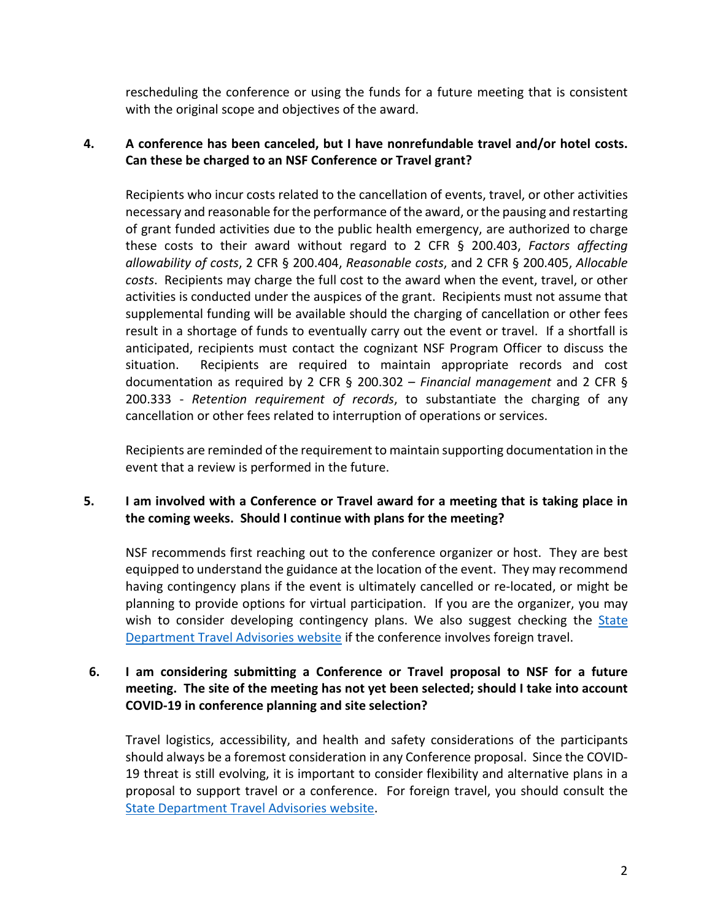rescheduling the conference or using the funds for a future meeting that is consistent with the original scope and objectives of the award.

**4. A conference has been canceled, but I have nonrefundable travel and/or hotel costs. Can these be charged to an NSF Conference or Travel grant?**

Recipients who incur costs related to the cancellation of events, travel, or other activities necessary and reasonable for the performance of the award, or the pausing and restarting of grant funded activities due to the public health emergency, are authorized to charge these costs to their award without regard to 2 CFR § 200.403, *Factors affecting allowability of costs*, 2 CFR § 200.404, *Reasonable costs*, and 2 CFR § 200.405, *Allocable costs*. Recipients may charge the full cost to the award when the event, travel, or other activities is conducted under the auspices of the grant. Recipients must not assume that supplemental funding will be available should the charging of cancellation or other fees result in a shortage of funds to eventually carry out the event or travel. If a shortfall is anticipated, recipients must contact the cognizant NSF Program Officer to discuss the situation. Recipients are required to maintain appropriate records and cost documentation as required by 2 CFR § 200.302 – *Financial management* and 2 CFR § 200.333 - *Retention requirement of records*, to substantiate the charging of any cancellation or other fees related to interruption of operations or services.

Recipients are reminded of the requirement to maintain supporting documentation in the event that a review is performed in the future.

**5. I am involved with a Conference or Travel award for a meeting that is taking place in the coming weeks. Should I continue with plans for the meeting?**

NSF recommends first reaching out to the conference organizer or host. They are best equipped to understand the guidance at the location of the event. They may recommend having contingency plans if the event is ultimately cancelled or re-located, or might be planning to provide options for virtual participation. If you are the organizer, you may wish to consider developing contingency plans. We also suggest checking the State Department Travel Advisories website if the conference involves foreign travel.

**6. I am considering submitting a Conference or Travel proposal to NSF for a future meeting. The site of the meeting has not yet been selected; should I take into account COVID-19 in conference planning and site selection?**

Travel logistics, accessibility, and health and safety considerations of the participants should always be a foremost consideration in any Conference proposal. Since the COVID-19 threat is still evolving, it is important to consider flexibility and alternative plans in a proposal to support travel or a conference. For foreign travel, you should consult the State Department Travel Advisories website.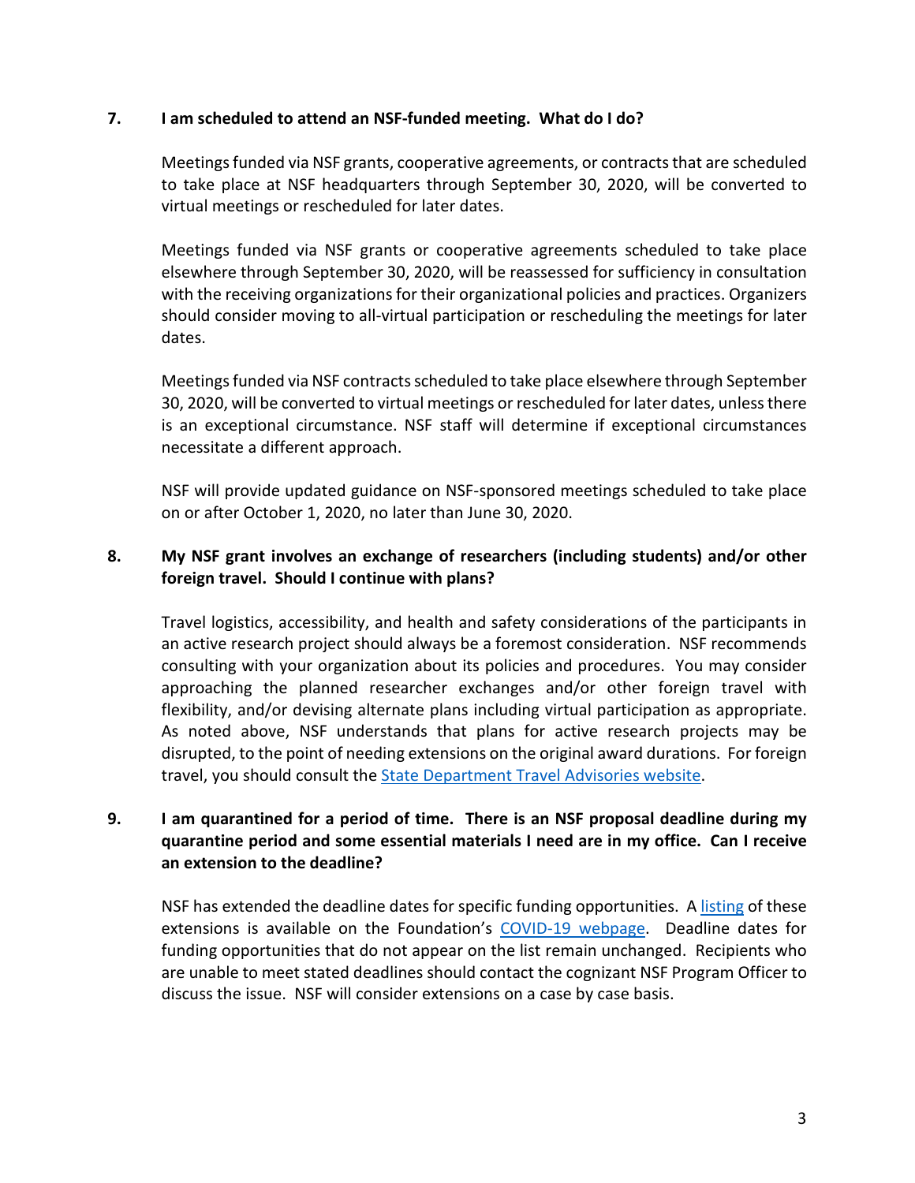**7. I am scheduled to attend an NSF-funded meeting. What do I do?**

Meetings funded via NSF grants, cooperative agreements, or contracts that are scheduled to take place at NSF headquarters through September 30, 2020, will be converted to virtual meetings or rescheduled for later dates.

Meetings funded via NSF grants or cooperative agreements scheduled to take place elsewhere through September 30, 2020, will be reassessed for sufficiency in consultation with the receiving organizations for their organizational policies and practices. Organizers should consider moving to all-virtual participation or rescheduling the meetings for later dates.

Meetings funded via NSF contracts scheduled to take place elsewhere through September 30, 2020, will be converted to virtual meetings or rescheduled for later dates, unless there is an exceptional circumstance. NSF staff will determine if exceptional circumstances necessitate a different approach.

NSF will provide updated guidance on NSF-sponsored meetings scheduled to take place on or after October 1, 2020, no later than June 30, 2020.

**8. My NSF grant involves an exchange of researchers (including students) and/or other foreign travel. Should I continue with plans?**

Travel logistics, accessibility, and health and safety considerations of the participants in an active research project should always be a foremost consideration. NSF recommends consulting with your organization about its policies and procedures. You may consider approaching the planned researcher exchanges and/or other foreign travel with flexibility, and/or devising alternate plans including virtual participation as appropriate. As noted above, NSF understands that plans for active research projects may be disrupted, to the point of needing extensions on the original award durations. For foreign travel, you should consult the State Department Travel Advisories website.

**9. I am quarantined for a period of time. There is an NSF proposal deadline during my quarantine period and some essential materials I need are in my office. Can I receive an extension to the deadline?**

NSF has extended the deadline dates for specific funding opportunities. A listing of these extensions is available on the Foundation's COVID-19 webpage. Deadline dates for funding opportunities that do not appear on the list remain unchanged. Recipients who are unable to meet stated deadlines should contact the cognizant NSF Program Officer to discuss the issue. NSF will consider extensions on a case by case basis.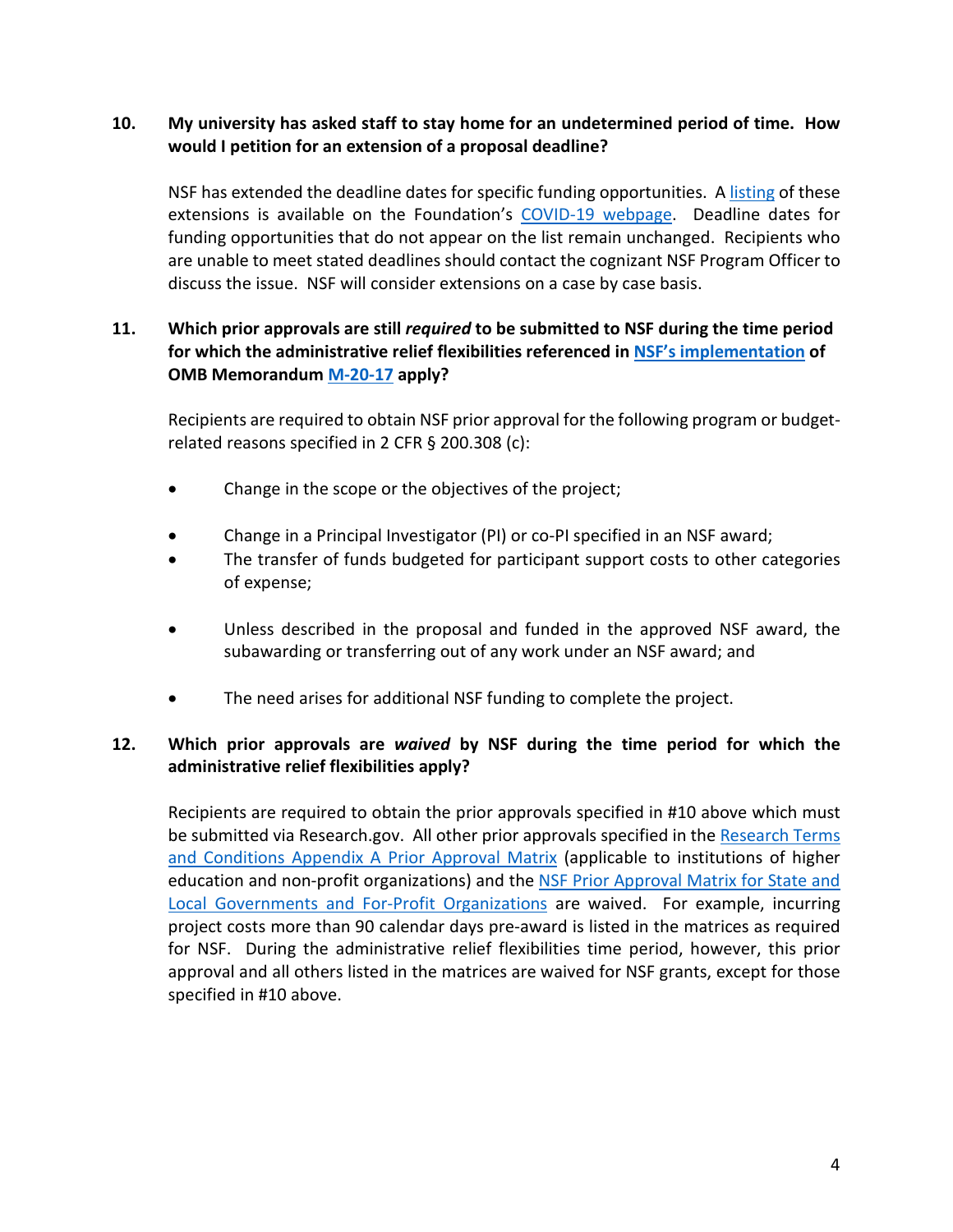**10. My university has asked staff to stay home for an undetermined period of time. How would I petition for an extension of a proposal deadline?**

NSF has extended the deadline dates for specific funding opportunities. A listing of these extensions is available on the Foundation's COVID-19 webpage. Deadline dates for funding opportunities that do not appear on the list remain unchanged. Recipients who are unable to meet stated deadlines should contact the cognizant NSF Program Officer to discuss the issue. NSF will consider extensions on a case by case basis.

**11. Which prior approvals are still *required* to be submitted to NSF during the time period for which the administrative relief flexibilities referenced in NSF's implementation of OMB Memorandum M-20-17 apply?**

Recipients are required to obtain NSF prior approval for the following program or budget-related reasons specified in 2 CFR § 200.308 (c):

- Change in the scope or the objectives of the project;
- Change in a Principal Investigator (PI) or co-PI specified in an NSF award;
- The transfer of funds budgeted for participant support costs to other categories of expense;
- Unless described in the proposal and funded in the approved NSF award, the subawarding or transferring out of any work under an NSF award; and
- The need arises for additional NSF funding to complete the project.

**12. Which prior approvals are *waived* by NSF during the time period for which the administrative relief flexibilities apply?**

Recipients are required to obtain the prior approvals specified in #10 above which must be submitted via Research.gov. All other prior approvals specified in the Research Terms and Conditions Appendix A Prior Approval Matrix (applicable to institutions of higher education and non-profit organizations) and the NSF Prior Approval Matrix for State and Local Governments and For-Profit Organizations are waived. For example, incurring project costs more than 90 calendar days pre-award is listed in the matrices as required for NSF. During the administrative relief flexibilities time period, however, this prior approval and all others listed in the matrices are waived for NSF grants, except for those specified in #10 above.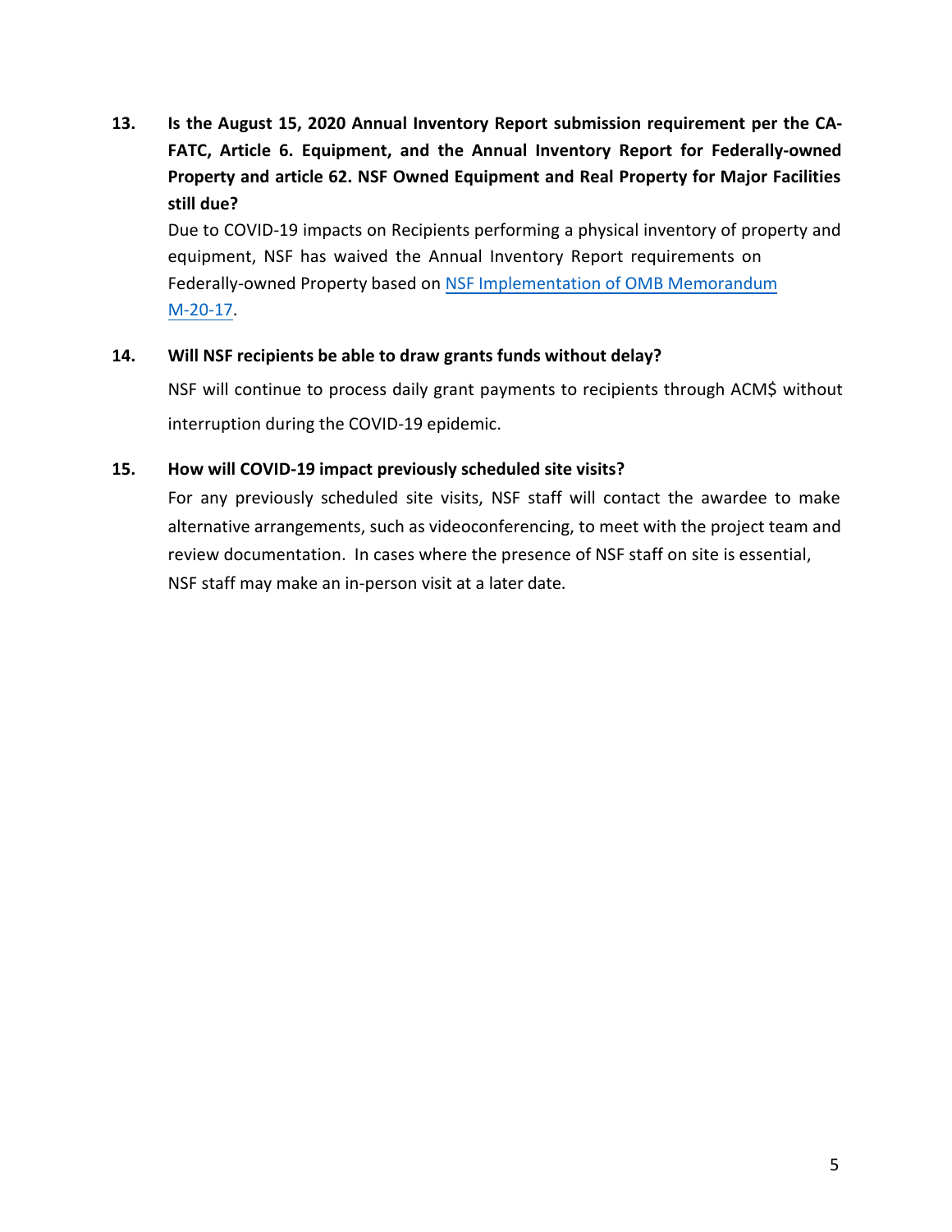13. **Is the August 15, 2020 Annual Inventory Report submission requirement per the CA-FATC, Article 6. Equipment, and the Annual Inventory Report for Federally-owned Property and article 62. NSF Owned Equipment and Real Property for Major Facilities still due?**

    Due to COVID-19 impacts on Recipients performing a physical inventory of property and equipment, NSF has waived the Annual Inventory Report requirements on Federally-owned Property based on NSF Implementation of OMB Memorandum M-20-17.

14. **Will NSF recipients be able to draw grants funds without delay?**

    NSF will continue to process daily grant payments to recipients through ACM$ without interruption during the COVID-19 epidemic.

15. **How will COVID-19 impact previously scheduled site visits?**

    For any previously scheduled site visits, NSF staff will contact the awardee to make alternative arrangements, such as videoconferencing, to meet with the project team and review documentation. In cases where the presence of NSF staff on site is essential, NSF staff may make an in-person visit at a later date.